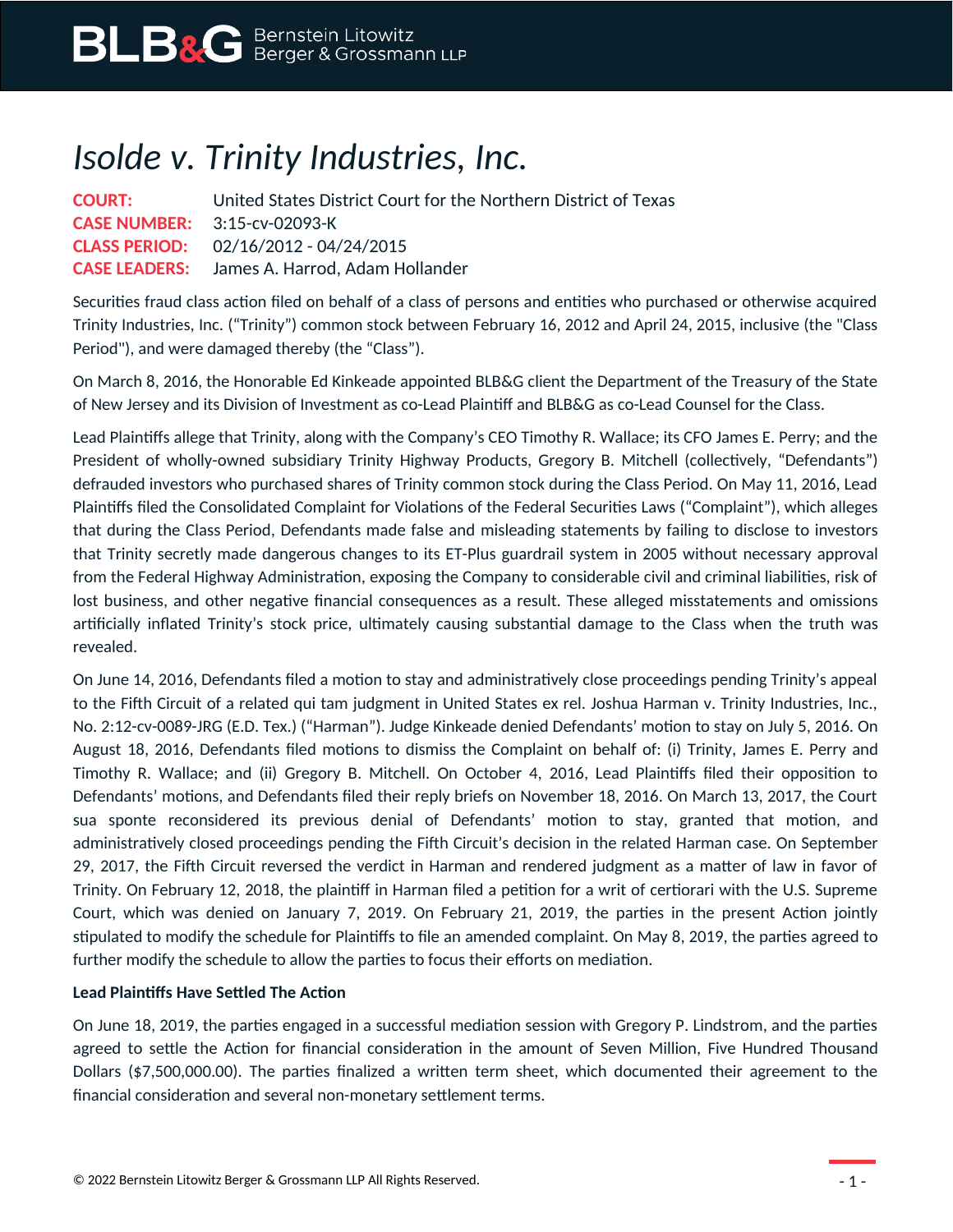# *Isolde v. Trinity Industries, Inc.*

**COURT:** United States District Court for the Northern District of Texas
**CASE NUMBER:** 3:15-cv-02093-K
**CLASS PERIOD:** 02/16/2012 - 04/24/2015
**CASE LEADERS:** James A. Harrod, Adam Hollander

Securities fraud class action filed on behalf of a class of persons and entities who purchased or otherwise acquired Trinity Industries, Inc. ("Trinity") common stock between February 16, 2012 and April 24, 2015, inclusive (the "Class Period"), and were damaged thereby (the "Class").

On March 8, 2016, the Honorable Ed Kinkeade appointed BLB&G client the Department of the Treasury of the State of New Jersey and its Division of Investment as co-Lead Plaintiff and BLB&G as co-Lead Counsel for the Class.

Lead Plaintiffs allege that Trinity, along with the Company's CEO Timothy R. Wallace; its CFO James E. Perry; and the President of wholly-owned subsidiary Trinity Highway Products, Gregory B. Mitchell (collectively, "Defendants") defrauded investors who purchased shares of Trinity common stock during the Class Period. On May 11, 2016, Lead Plaintiffs filed the Consolidated Complaint for Violations of the Federal Securities Laws ("Complaint"), which alleges that during the Class Period, Defendants made false and misleading statements by failing to disclose to investors that Trinity secretly made dangerous changes to its ET-Plus guardrail system in 2005 without necessary approval from the Federal Highway Administration, exposing the Company to considerable civil and criminal liabilities, risk of lost business, and other negative financial consequences as a result. These alleged misstatements and omissions artificially inflated Trinity's stock price, ultimately causing substantial damage to the Class when the truth was revealed.

On June 14, 2016, Defendants filed a motion to stay and administratively close proceedings pending Trinity's appeal to the Fifth Circuit of a related qui tam judgment in United States ex rel. Joshua Harman v. Trinity Industries, Inc., No. 2:12-cv-0089-JRG (E.D. Tex.) ("Harman"). Judge Kinkeade denied Defendants' motion to stay on July 5, 2016. On August 18, 2016, Defendants filed motions to dismiss the Complaint on behalf of: (i) Trinity, James E. Perry and Timothy R. Wallace; and (ii) Gregory B. Mitchell. On October 4, 2016, Lead Plaintiffs filed their opposition to Defendants' motions, and Defendants filed their reply briefs on November 18, 2016. On March 13, 2017, the Court sua sponte reconsidered its previous denial of Defendants' motion to stay, granted that motion, and administratively closed proceedings pending the Fifth Circuit's decision in the related Harman case. On September 29, 2017, the Fifth Circuit reversed the verdict in Harman and rendered judgment as a matter of law in favor of Trinity. On February 12, 2018, the plaintiff in Harman filed a petition for a writ of certiorari with the U.S. Supreme Court, which was denied on January 7, 2019. On February 21, 2019, the parties in the present Action jointly stipulated to modify the schedule for Plaintiffs to file an amended complaint. On May 8, 2019, the parties agreed to further modify the schedule to allow the parties to focus their efforts on mediation.

**Lead Plaintiffs Have Settled The Action**

On June 18, 2019, the parties engaged in a successful mediation session with Gregory P. Lindstrom, and the parties agreed to settle the Action for financial consideration in the amount of Seven Million, Five Hundred Thousand Dollars ($7,500,000.00). The parties finalized a written term sheet, which documented their agreement to the financial consideration and several non-monetary settlement terms.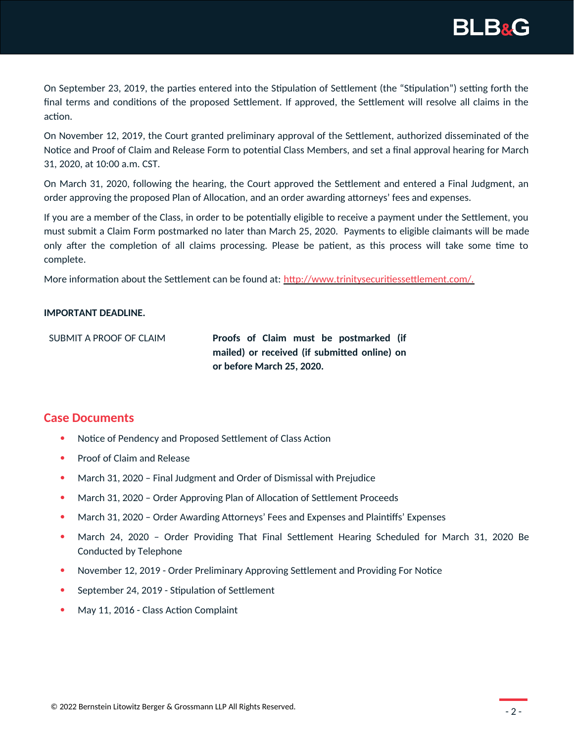On September 23, 2019, the parties entered into the Stipulation of Settlement (the "Stipulation") setting forth the final terms and conditions of the proposed Settlement. If approved, the Settlement will resolve all claims in the action.

On November 12, 2019, the Court granted preliminary approval of the Settlement, authorized disseminated of the Notice and Proof of Claim and Release Form to potential Class Members, and set a final approval hearing for March 31, 2020, at 10:00 a.m. CST.

On March 31, 2020, following the hearing, the Court approved the Settlement and entered a Final Judgment, an order approving the proposed Plan of Allocation, and an order awarding attorneys' fees and expenses.

If you are a member of the Class, in order to be potentially eligible to receive a payment under the Settlement, you must submit a Claim Form postmarked no later than March 25, 2020. Payments to eligible claimants will be made only after the completion of all claims processing. Please be patient, as this process will take some time to complete.

More information about the Settlement can be found at: http://www.trinitysecuritiessettlement.com/.

**IMPORTANT DEADLINE.**

| | |
|---|---|
| SUBMIT A PROOF OF CLAIM | **Proofs of Claim must be postmarked (if mailed) or received (if submitted online) on or before March 25, 2020.** |

## Case Documents

- Notice of Pendency and Proposed Settlement of Class Action
- Proof of Claim and Release
- March 31, 2020 – Final Judgment and Order of Dismissal with Prejudice
- March 31, 2020 – Order Approving Plan of Allocation of Settlement Proceeds
- March 31, 2020 – Order Awarding Attorneys' Fees and Expenses and Plaintiffs' Expenses
- March 24, 2020 – Order Providing That Final Settlement Hearing Scheduled for March 31, 2020 Be Conducted by Telephone
- November 12, 2019 - Order Preliminary Approving Settlement and Providing For Notice
- September 24, 2019 - Stipulation of Settlement
- May 11, 2016 - Class Action Complaint